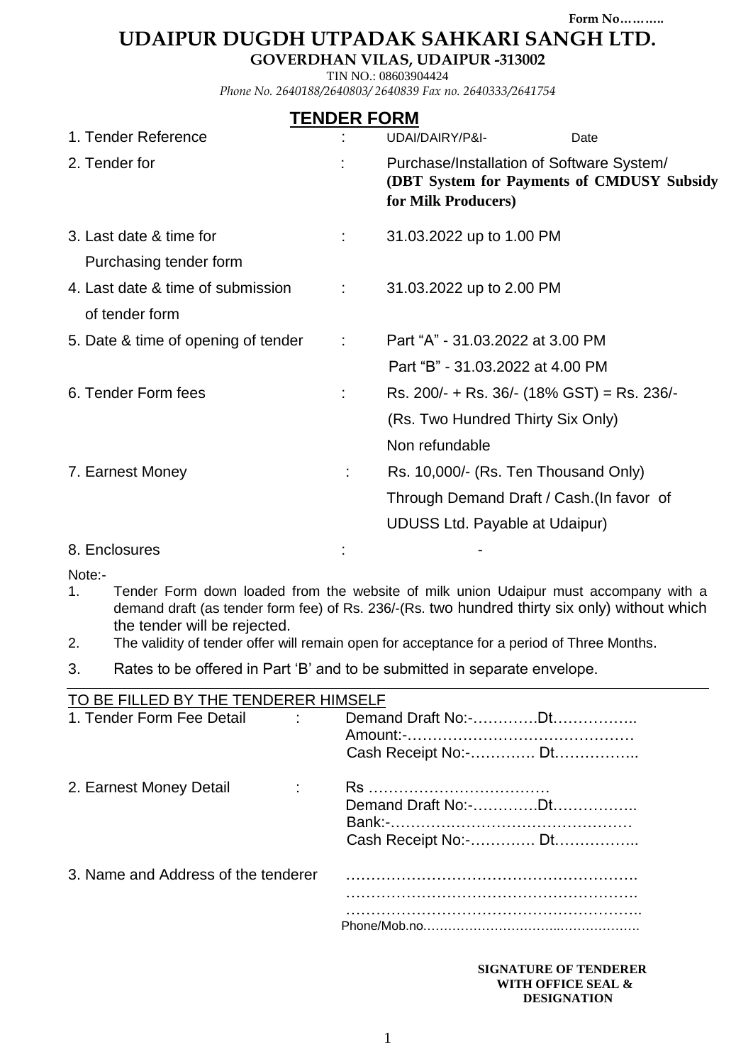Form No………..

# UDAIPUR DUGDH UTPADAK SAHKARI SANGH LTD.

**GOVERDHAN VILAS, UDAIPUR -313002**

TIN NO.: 08603904424

*Phone No. 2640188/2640803/ 2640839 Fax no. 2640333/2641754*

## TENDER FORM

| | | |
|---|---|---|
| 1. Tender Reference | : | UDAI/DAIRY/P&I- Date |
| 2. Tender for | : | Purchase/Installation of Software System/ **(DBT System for Payments of CMDUSY Subsidy for Milk Producers)** |
| 3. Last date & time for Purchasing tender form | : | 31.03.2022 up to 1.00 PM |
| 4. Last date & time of submission of tender form | : | 31.03.2022 up to 2.00 PM |
| 5. Date & time of opening of tender | : | Part "A" - 31.03.2022 at 3.00 PM<br>Part "B" - 31.03.2022 at 4.00 PM |
| 6. Tender Form fees | : | Rs. 200/- + Rs. 36/- (18% GST) = Rs. 236/-<br>(Rs. Two Hundred Thirty Six Only)<br>Non refundable |
| 7. Earnest Money | : | Rs. 10,000/- (Rs. Ten Thousand Only)<br>Through Demand Draft / Cash.(In favor of UDUSS Ltd. Payable at Udaipur) |
| 8. Enclosures | : | - |

Note:-

1. Tender Form down loaded from the website of milk union Udaipur must accompany with a demand draft (as tender form fee) of Rs. 236/-(Rs. two hundred thirty six only) without which the tender will be rejected.
2. The validity of tender offer will remain open for acceptance for a period of Three Months.
3. Rates to be offered in Part 'B' and to be submitted in separate envelope.

---

TO BE FILLED BY THE TENDERER HIMSELF

| | | |
|---|---|---|
| 1. Tender Form Fee Detail | : | Demand Draft No:-………….Dt……………..<br>Amount:-………………………………………<br>Cash Receipt No:-…………. Dt…………….. |
| 2. Earnest Money Detail | : | Rs ………………………………<br>Demand Draft No:-………….Dt……………..<br>Bank:-…………………………………………<br>Cash Receipt No:-…………. Dt…………….. |
| 3. Name and Address of the tenderer | | ……………………………………………….<br>……………………………………………….<br>………………………………………………..<br>Phone/Mob.no………………………………………… |

**SIGNATURE OF TENDERER WITH OFFICE SEAL & DESIGNATION**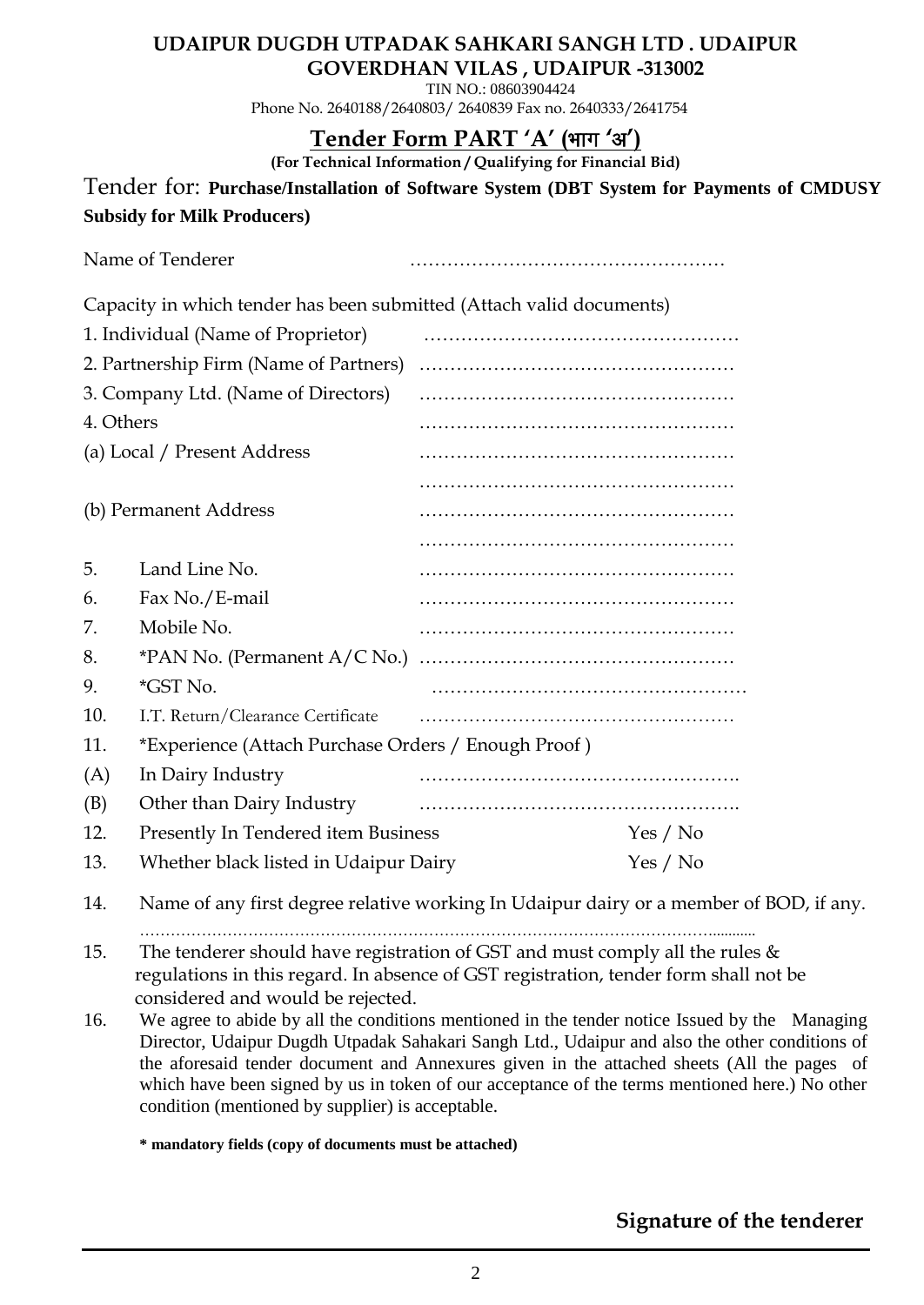# UDAIPUR DUGDH UTPADAK SAHKARI SANGH LTD . UDAIPUR

## GOVERDHAN VILAS , UDAIPUR -313002

TIN NO.: 08603904424

Phone No. 2640188/2640803/ 2640839 Fax no. 2640333/2641754

## Tender Form PART 'A' (भाग 'अ')

**(For Technical Information / Qualifying for Financial Bid)**

Tender for: **Purchase/Installation of Software System (DBT System for Payments of CMDUSY Subsidy for Milk Producers)**

Name of Tenderer ……………………………………………

Capacity in which tender has been submitted (Attach valid documents)

1. Individual (Name of Proprietor) ……………………………………………
2. Partnership Firm (Name of Partners) ……………………………………………
3. Company Ltd. (Name of Directors) ……………………………………………
4. Others ……………………………………………

(a) Local / Present Address ……………………………………………

……………………………………………

(b) Permanent Address ……………………………………………

……………………………………………

5. Land Line No. ……………………………………………
6. Fax No./E-mail ……………………………………………
7. Mobile No. ……………………………………………
8. *PAN No. (Permanent A/C No.) ……………………………………………
9. *GST No. ……………………………………………
10. I.T. Return/Clearance Certificate ……………………………………………
11. *Experience (Attach Purchase Orders / Enough Proof )

(A) In Dairy Industry …………………………………………….

(B) Other than Dairy Industry …………………………………………….

12. Presently In Tendered item Business Yes / No
13. Whether black listed in Udaipur Dairy Yes / No
14. Name of any first degree relative working In Udaipur dairy or a member of BOD, if any.

……………………………………………………………………………………………………..........

15. The tenderer should have registration of GST and must comply all the rules & regulations in this regard. In absence of GST registration, tender form shall not be considered and would be rejected.
16. We agree to abide by all the conditions mentioned in the tender notice Issued by the Managing Director, Udaipur Dugdh Utpadak Sahakari Sangh Ltd., Udaipur and also the other conditions of the aforesaid tender document and Annexures given in the attached sheets (All the pages of which have been signed by us in token of our acceptance of the terms mentioned here.) No other condition (mentioned by supplier) is acceptable.

**\* mandatory fields (copy of documents must be attached)**

**Signature of the tenderer**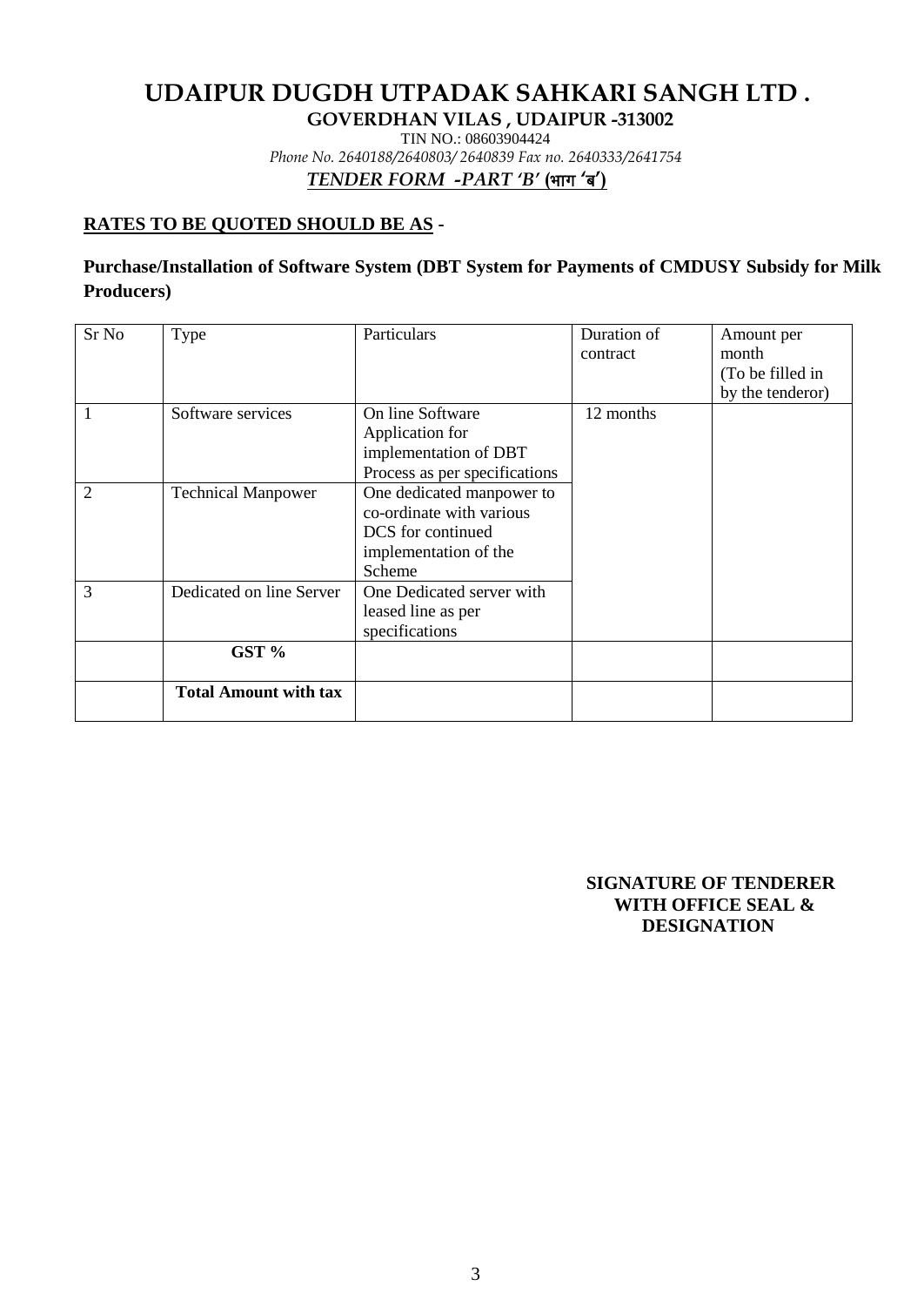# UDAIPUR DUGDH UTPADAK SAHKARI SANGH LTD .

**GOVERDHAN VILAS , UDAIPUR -313002**

TIN NO.: 08603904424

*Phone No. 2640188/2640803/ 2640839 Fax no. 2640333/2641754*

***TENDER FORM -PART 'B' (भाग 'ब')***

**RATES TO BE QUOTED SHOULD BE AS -**

**Purchase/Installation of Software System (DBT System for Payments of CMDUSY Subsidy for Milk Producers)**

| Sr No | Type | Particulars | Duration of contract | Amount per month (To be filled in by the tenderor) |
|---|---|---|---|---|
| 1 | Software services | On line Software Application for implementation of DBT Process as per specifications | 12 months | |
| 2 | Technical Manpower | One dedicated manpower to co-ordinate with various DCS for continued implementation of the Scheme | | |
| 3 | Dedicated on line Server | One Dedicated server with leased line as per specifications | | |
| | **GST %** | | | |
| | **Total Amount with tax** | | | |

**SIGNATURE OF TENDERER WITH OFFICE SEAL & DESIGNATION**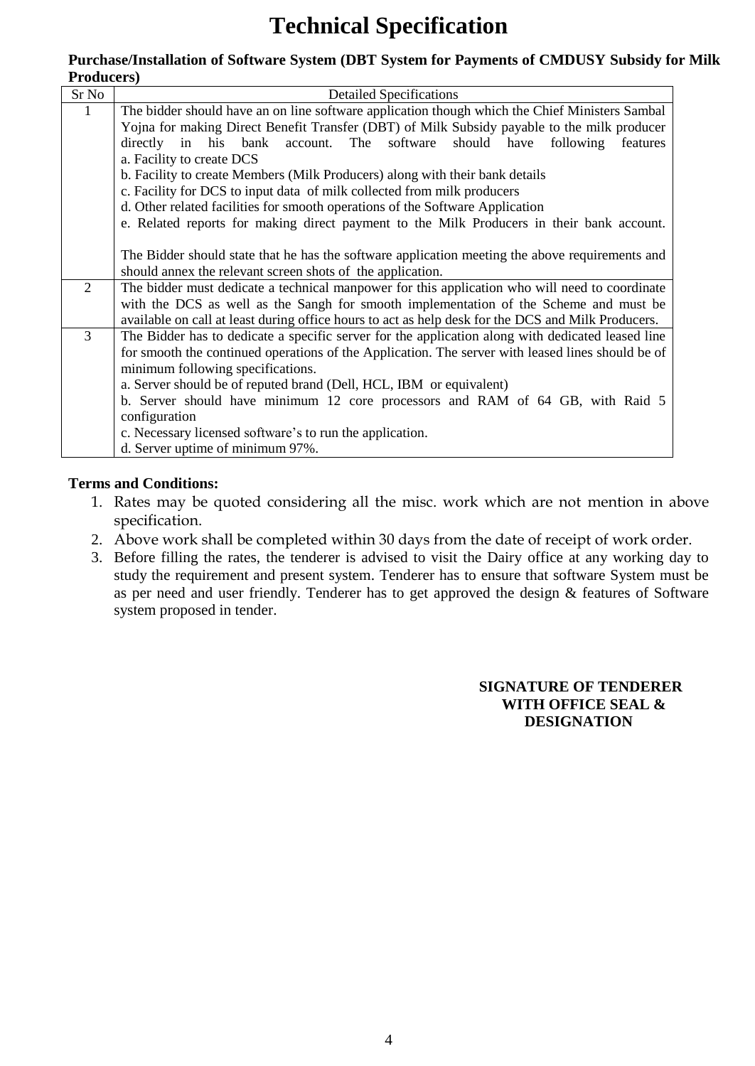# Technical Specification

**Purchase/Installation of Software System (DBT System for Payments of CMDUSY Subsidy for Milk Producers)**

| Sr No | Detailed Specifications |
|---|---|
| 1 | The bidder should have an on line software application though which the Chief Ministers Sambal Yojna for making Direct Benefit Transfer (DBT) of Milk Subsidy payable to the milk producer directly in his bank account. The software should have following features<br>a. Facility to create DCS<br>b. Facility to create Members (Milk Producers) along with their bank details<br>c. Facility for DCS to input data of milk collected from milk producers<br>d. Other related facilities for smooth operations of the Software Application<br>e. Related reports for making direct payment to the Milk Producers in their bank account.<br><br>The Bidder should state that he has the software application meeting the above requirements and should annex the relevant screen shots of the application. |
| 2 | The bidder must dedicate a technical manpower for this application who will need to coordinate with the DCS as well as the Sangh for smooth implementation of the Scheme and must be available on call at least during office hours to act as help desk for the DCS and Milk Producers. |
| 3 | The Bidder has to dedicate a specific server for the application along with dedicated leased line for smooth the continued operations of the Application. The server with leased lines should be of minimum following specifications.<br>a. Server should be of reputed brand (Dell, HCL, IBM or equivalent)<br>b. Server should have minimum 12 core processors and RAM of 64 GB, with Raid 5 configuration<br>c. Necessary licensed software's to run the application.<br>d. Server uptime of minimum 97%. |

**Terms and Conditions:**

1. Rates may be quoted considering all the misc. work which are not mention in above specification.
2. Above work shall be completed within 30 days from the date of receipt of work order.
3. Before filling the rates, the tenderer is advised to visit the Dairy office at any working day to study the requirement and present system. Tenderer has to ensure that software System must be as per need and user friendly. Tenderer has to get approved the design & features of Software system proposed in tender.

**SIGNATURE OF TENDERER WITH OFFICE SEAL & DESIGNATION**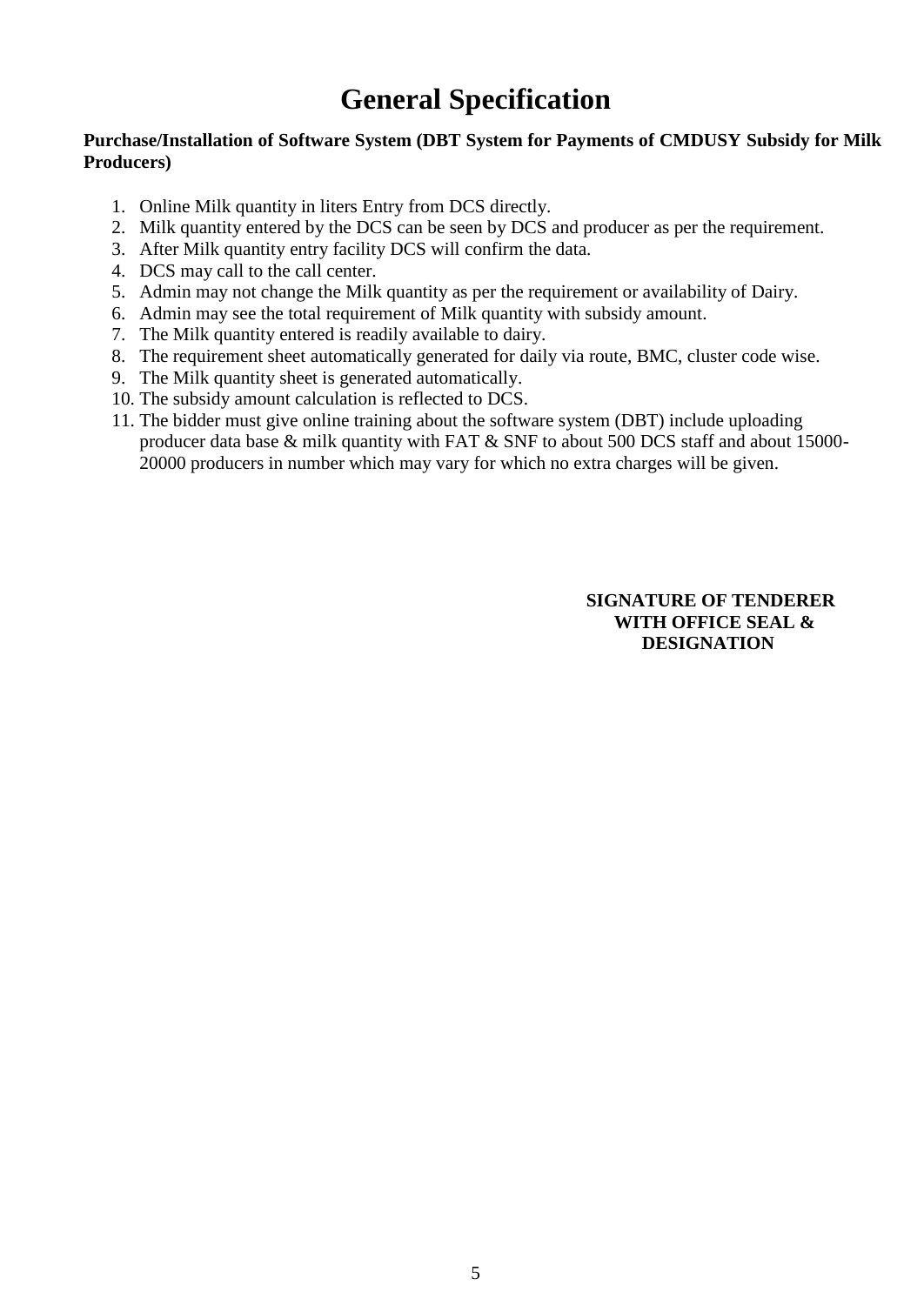# General Specification

**Purchase/Installation of Software System (DBT System for Payments of CMDUSY Subsidy for Milk Producers)**

1. Online Milk quantity in liters Entry from DCS directly.
2. Milk quantity entered by the DCS can be seen by DCS and producer as per the requirement.
3. After Milk quantity entry facility DCS will confirm the data.
4. DCS may call to the call center.
5. Admin may not change the Milk quantity as per the requirement or availability of Dairy.
6. Admin may see the total requirement of Milk quantity with subsidy amount.
7. The Milk quantity entered is readily available to dairy.
8. The requirement sheet automatically generated for daily via route, BMC, cluster code wise.
9. The Milk quantity sheet is generated automatically.
10. The subsidy amount calculation is reflected to DCS.
11. The bidder must give online training about the software system (DBT) include uploading producer data base & milk quantity with FAT & SNF to about 500 DCS staff and about 15000-20000 producers in number which may vary for which no extra charges will be given.

**SIGNATURE OF TENDERER WITH OFFICE SEAL & DESIGNATION**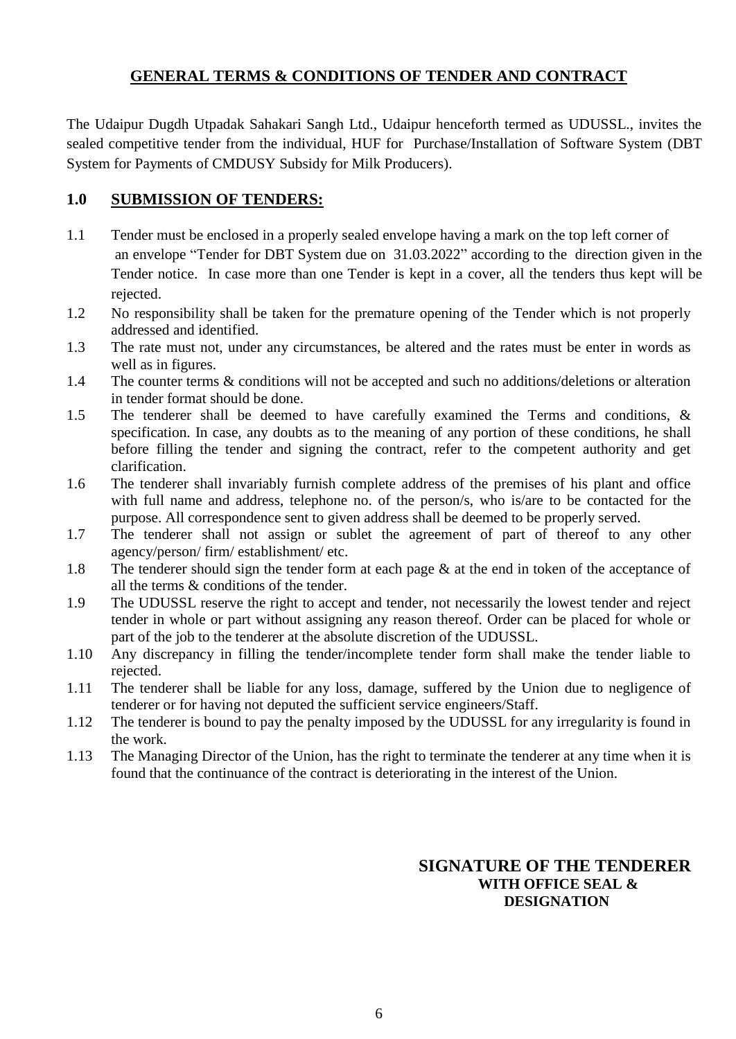## GENERAL TERMS & CONDITIONS OF TENDER AND CONTRACT

The Udaipur Dugdh Utpadak Sahakari Sangh Ltd., Udaipur henceforth termed as UDUSSL., invites the sealed competitive tender from the individual, HUF for Purchase/Installation of Software System (DBT System for Payments of CMDUSY Subsidy for Milk Producers).

### 1.0 SUBMISSION OF TENDERS:

1.1 Tender must be enclosed in a properly sealed envelope having a mark on the top left corner of an envelope "Tender for DBT System due on 31.03.2022" according to the direction given in the Tender notice. In case more than one Tender is kept in a cover, all the tenders thus kept will be rejected.

1.2 No responsibility shall be taken for the premature opening of the Tender which is not properly addressed and identified.

1.3 The rate must not, under any circumstances, be altered and the rates must be enter in words as well as in figures.

1.4 The counter terms & conditions will not be accepted and such no additions/deletions or alteration in tender format should be done.

1.5 The tenderer shall be deemed to have carefully examined the Terms and conditions, & specification. In case, any doubts as to the meaning of any portion of these conditions, he shall before filling the tender and signing the contract, refer to the competent authority and get clarification.

1.6 The tenderer shall invariably furnish complete address of the premises of his plant and office with full name and address, telephone no. of the person/s, who is/are to be contacted for the purpose. All correspondence sent to given address shall be deemed to be properly served.

1.7 The tenderer shall not assign or sublet the agreement of part of thereof to any other agency/person/ firm/ establishment/ etc.

1.8 The tenderer should sign the tender form at each page & at the end in token of the acceptance of all the terms & conditions of the tender.

1.9 The UDUSSL reserve the right to accept and tender, not necessarily the lowest tender and reject tender in whole or part without assigning any reason thereof. Order can be placed for whole or part of the job to the tenderer at the absolute discretion of the UDUSSL.

1.10 Any discrepancy in filling the tender/incomplete tender form shall make the tender liable to rejected.

1.11 The tenderer shall be liable for any loss, damage, suffered by the Union due to negligence of tenderer or for having not deputed the sufficient service engineers/Staff.

1.12 The tenderer is bound to pay the penalty imposed by the UDUSSL for any irregularity is found in the work.

1.13 The Managing Director of the Union, has the right to terminate the tenderer at any time when it is found that the continuance of the contract is deteriorating in the interest of the Union.

**SIGNATURE OF THE TENDERER**
**WITH OFFICE SEAL &**
**DESIGNATION**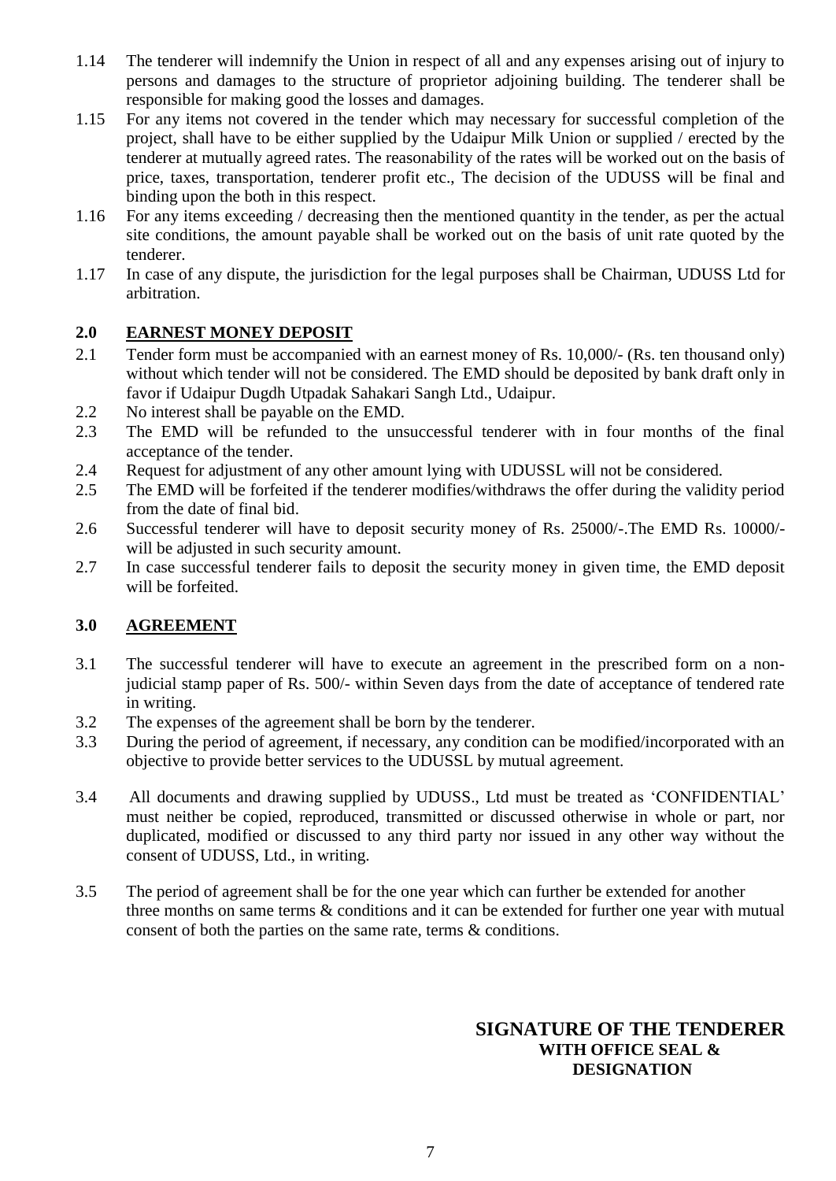1.14 The tenderer will indemnify the Union in respect of all and any expenses arising out of injury to persons and damages to the structure of proprietor adjoining building. The tenderer shall be responsible for making good the losses and damages.

1.15 For any items not covered in the tender which may necessary for successful completion of the project, shall have to be either supplied by the Udaipur Milk Union or supplied / erected by the tenderer at mutually agreed rates. The reasonability of the rates will be worked out on the basis of price, taxes, transportation, tenderer profit etc., The decision of the UDUSS will be final and binding upon the both in this respect.

1.16 For any items exceeding / decreasing then the mentioned quantity in the tender, as per the actual site conditions, the amount payable shall be worked out on the basis of unit rate quoted by the tenderer.

1.17 In case of any dispute, the jurisdiction for the legal purposes shall be Chairman, UDUSS Ltd for arbitration.

## 2.0 EARNEST MONEY DEPOSIT

2.1 Tender form must be accompanied with an earnest money of Rs. 10,000/- (Rs. ten thousand only) without which tender will not be considered. The EMD should be deposited by bank draft only in favor if Udaipur Dugdh Utpadak Sahakari Sangh Ltd., Udaipur.

2.2 No interest shall be payable on the EMD.

2.3 The EMD will be refunded to the unsuccessful tenderer with in four months of the final acceptance of the tender.

2.4 Request for adjustment of any other amount lying with UDUSSL will not be considered.

2.5 The EMD will be forfeited if the tenderer modifies/withdraws the offer during the validity period from the date of final bid.

2.6 Successful tenderer will have to deposit security money of Rs. 25000/-.The EMD Rs. 10000/- will be adjusted in such security amount.

2.7 In case successful tenderer fails to deposit the security money in given time, the EMD deposit will be forfeited.

## 3.0 AGREEMENT

3.1 The successful tenderer will have to execute an agreement in the prescribed form on a non-judicial stamp paper of Rs. 500/- within Seven days from the date of acceptance of tendered rate in writing.

3.2 The expenses of the agreement shall be born by the tenderer.

3.3 During the period of agreement, if necessary, any condition can be modified/incorporated with an objective to provide better services to the UDUSSL by mutual agreement.

3.4 All documents and drawing supplied by UDUSS., Ltd must be treated as 'CONFIDENTIAL' must neither be copied, reproduced, transmitted or discussed otherwise in whole or part, nor duplicated, modified or discussed to any third party nor issued in any other way without the consent of UDUSS, Ltd., in writing.

3.5 The period of agreement shall be for the one year which can further be extended for another three months on same terms & conditions and it can be extended for further one year with mutual consent of both the parties on the same rate, terms & conditions.

**SIGNATURE OF THE TENDERER**
**WITH OFFICE SEAL & DESIGNATION**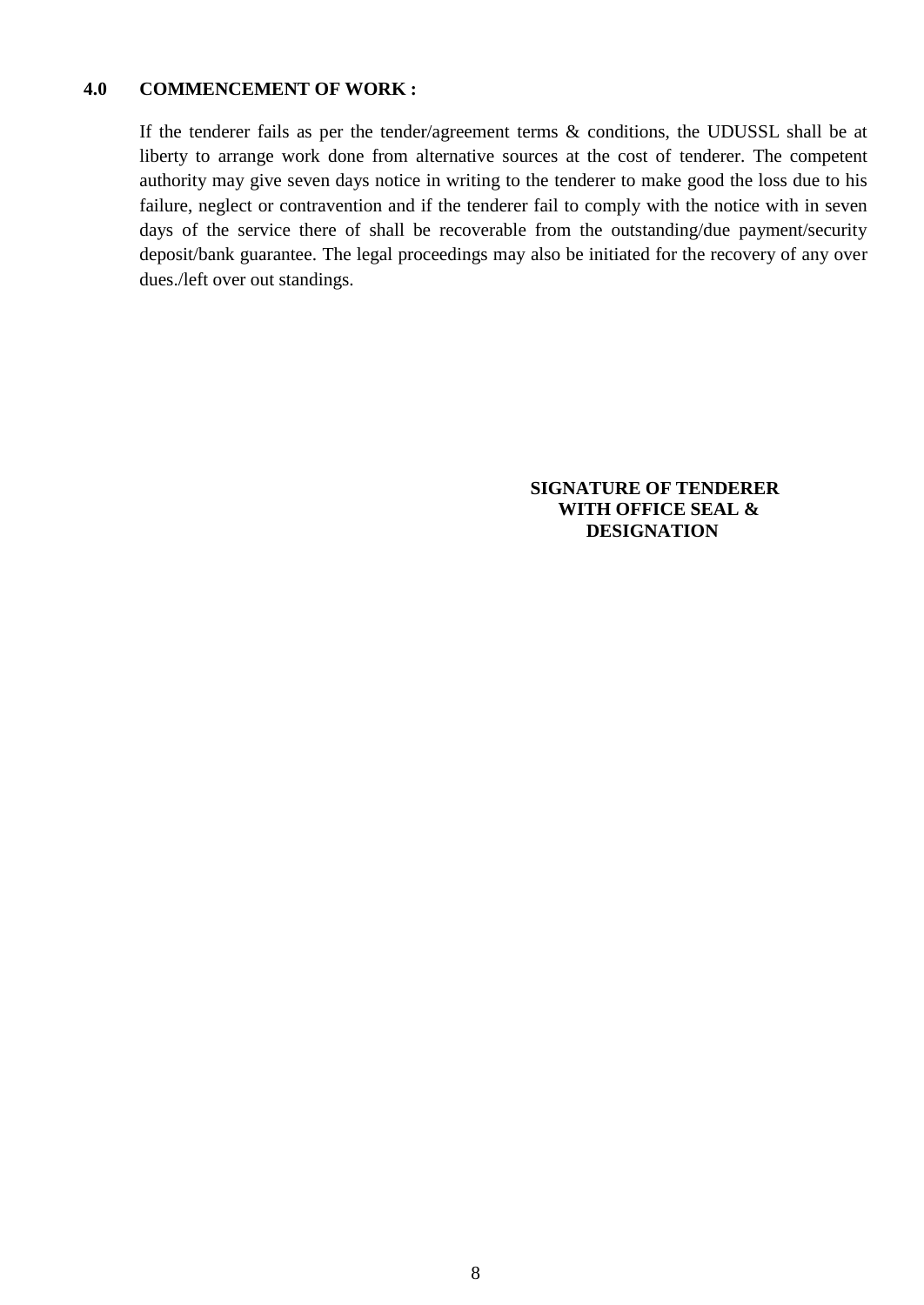**4.0 COMMENCEMENT OF WORK :**

If the tenderer fails as per the tender/agreement terms & conditions, the UDUSSL shall be at liberty to arrange work done from alternative sources at the cost of tenderer. The competent authority may give seven days notice in writing to the tenderer to make good the loss due to his failure, neglect or contravention and if the tenderer fail to comply with the notice with in seven days of the service there of shall be recoverable from the outstanding/due payment/security deposit/bank guarantee. The legal proceedings may also be initiated for the recovery of any over dues./left over out standings.

**SIGNATURE OF TENDERER WITH OFFICE SEAL & DESIGNATION**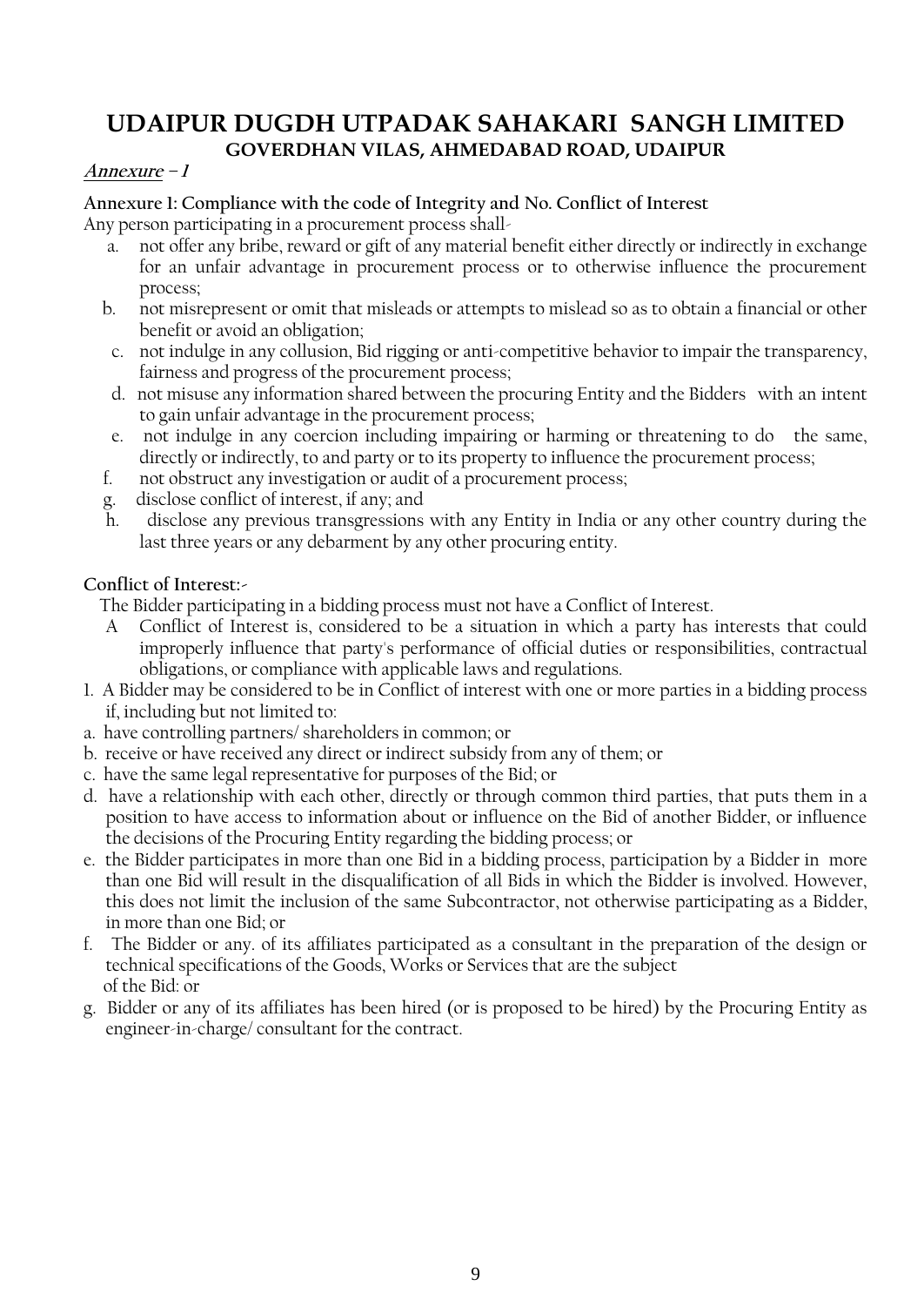# UDAIPUR DUGDH UTPADAK SAHAKARI SANGH LIMITED

## GOVERDHAN VILAS, AHMEDABAD ROAD, UDAIPUR

***Annexure* – 1**

**Annexure 1: Compliance with the code of Integrity and No. Conflict of Interest**

Any person participating in a procurement process shall-

a. not offer any bribe, reward or gift of any material benefit either directly or indirectly in exchange for an unfair advantage in procurement process or to otherwise influence the procurement process;
b. not misrepresent or omit that misleads or attempts to mislead so as to obtain a financial or other benefit or avoid an obligation;
c. not indulge in any collusion, Bid rigging or anti-competitive behavior to impair the transparency, fairness and progress of the procurement process;
d. not misuse any information shared between the procuring Entity and the Bidders with an intent to gain unfair advantage in the procurement process;
e. not indulge in any coercion including impairing or harming or threatening to do the same, directly or indirectly, to and party or to its property to influence the procurement process;
f. not obstruct any investigation or audit of a procurement process;
g. disclose conflict of interest, if any; and
h. disclose any previous transgressions with any Entity in India or any other country during the last three years or any debarment by any other procuring entity.

**Conflict of Interest:-**

The Bidder participating in a bidding process must not have a Conflict of Interest.

A Conflict of Interest is, considered to be a situation in which a party has interests that could improperly influence that party's performance of official duties or responsibilities, contractual obligations, or compliance with applicable laws and regulations.

1. A Bidder may be considered to be in Conflict of interest with one or more parties in a bidding process if, including but not limited to:

a. have controlling partners/ shareholders in common; or
b. receive or have received any direct or indirect subsidy from any of them; or
c. have the same legal representative for purposes of the Bid; or
d. have a relationship with each other, directly or through common third parties, that puts them in a position to have access to information about or influence on the Bid of another Bidder, or influence the decisions of the Procuring Entity regarding the bidding process; or
e. the Bidder participates in more than one Bid in a bidding process, participation by a Bidder in more than one Bid will result in the disqualification of all Bids in which the Bidder is involved. However, this does not limit the inclusion of the same Subcontractor, not otherwise participating as a Bidder, in more than one Bid; or
f. The Bidder or any. of its affiliates participated as a consultant in the preparation of the design or technical specifications of the Goods, Works or Services that are the subject of the Bid: or
g. Bidder or any of its affiliates has been hired (or is proposed to be hired) by the Procuring Entity as engineer-in-charge/ consultant for the contract.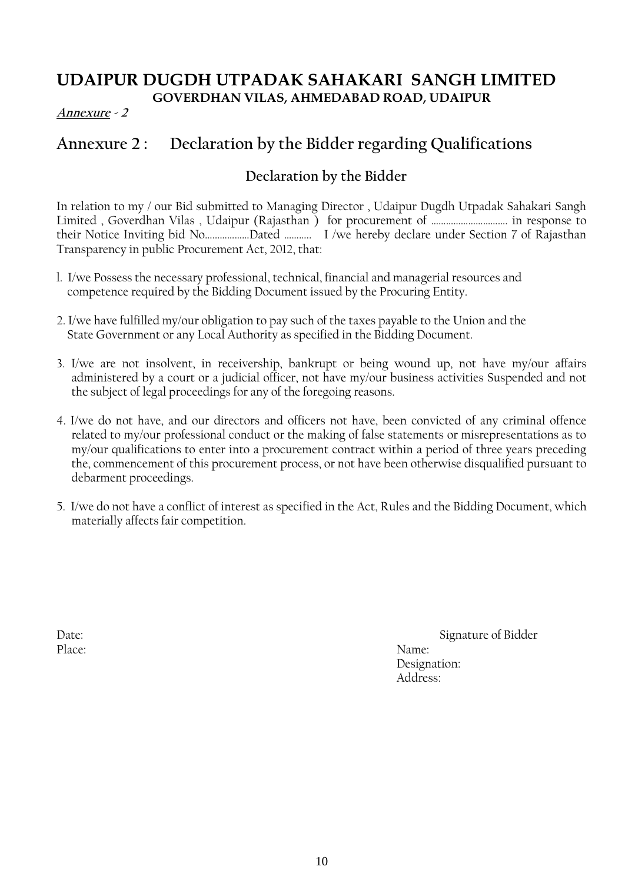# UDAIPUR DUGDH UTPADAK SAHAKARI SANGH LIMITED

**GOVERDHAN VILAS, AHMEDABAD ROAD, UDAIPUR**

***Annexure* - 2**

## Annexure 2 : Declaration by the Bidder regarding Qualifications

### Declaration by the Bidder

In relation to my / our Bid submitted to Managing Director , Udaipur Dugdh Utpadak Sahakari Sangh Limited , Goverdhan Vilas , Udaipur (Rajasthan ) for procurement of ............................... in response to their Notice Inviting bid No..................Dated ........... I /we hereby declare under Section 7 of Rajasthan Transparency in public Procurement Act, 2012, that:

1. I/we Possess the necessary professional, technical, financial and managerial resources and competence required by the Bidding Document issued by the Procuring Entity.

2. I/we have fulfilled my/our obligation to pay such of the taxes payable to the Union and the State Government or any Local Authority as specified in the Bidding Document.

3. I/we are not insolvent, in receivership, bankrupt or being wound up, not have my/our affairs administered by a court or a judicial officer, not have my/our business activities Suspended and not the subject of legal proceedings for any of the foregoing reasons.

4. I/we do not have, and our directors and officers not have, been convicted of any criminal offence related to my/our professional conduct or the making of false statements or misrepresentations as to my/our qualifications to enter into a procurement contract within a period of three years preceding the, commencement of this procurement process, or not have been otherwise disqualified pursuant to debarment proceedings.

5. I/we do not have a conflict of interest as specified in the Act, Rules and the Bidding Document, which materially affects fair competition.

Date: Signature of Bidder

Place: Name:

Designation:

Address: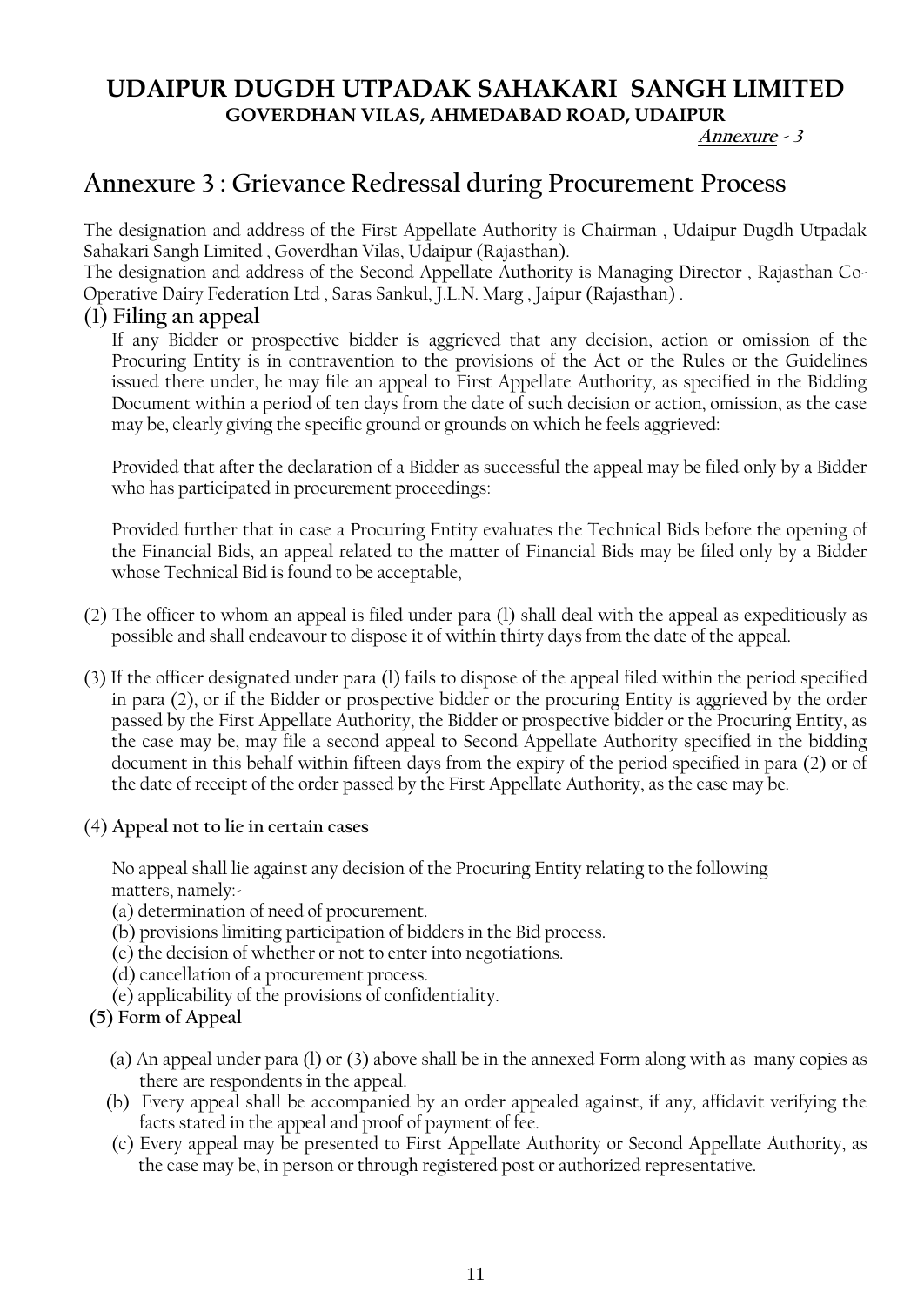# UDAIPUR DUGDH UTPADAK SAHAKARI SANGH LIMITED

**GOVERDHAN VILAS, AHMEDABAD ROAD, UDAIPUR**

***Annexure - 3***

## Annexure 3 : Grievance Redressal during Procurement Process

The designation and address of the First Appellate Authority is Chairman , Udaipur Dugdh Utpadak Sahakari Sangh Limited , Goverdhan Vilas, Udaipur (Rajasthan).

The designation and address of the Second Appellate Authority is Managing Director , Rajasthan Co-Operative Dairy Federation Ltd , Saras Sankul, J.L.N. Marg , Jaipur (Rajasthan) .

### (1) Filing an appeal

If any Bidder or prospective bidder is aggrieved that any decision, action or omission of the Procuring Entity is in contravention to the provisions of the Act or the Rules or the Guidelines issued there under, he may file an appeal to First Appellate Authority, as specified in the Bidding Document within a period of ten days from the date of such decision or action, omission, as the case may be, clearly giving the specific ground or grounds on which he feels aggrieved:

Provided that after the declaration of a Bidder as successful the appeal may be filed only by a Bidder who has participated in procurement proceedings:

Provided further that in case a Procuring Entity evaluates the Technical Bids before the opening of the Financial Bids, an appeal related to the matter of Financial Bids may be filed only by a Bidder whose Technical Bid is found to be acceptable,

(2) The officer to whom an appeal is filed under para (l) shall deal with the appeal as expeditiously as possible and shall endeavour to dispose it of within thirty days from the date of the appeal.

(3) If the officer designated under para (l) fails to dispose of the appeal filed within the period specified in para (2), or if the Bidder or prospective bidder or the procuring Entity is aggrieved by the order passed by the First Appellate Authority, the Bidder or prospective bidder or the Procuring Entity, as the case may be, may file a second appeal to Second Appellate Authority specified in the bidding document in this behalf within fifteen days from the expiry of the period specified in para (2) or of the date of receipt of the order passed by the First Appellate Authority, as the case may be.

**(4) Appeal not to lie in certain cases**

No appeal shall lie against any decision of the Procuring Entity relating to the following matters, namely:-

(a) determination of need of procurement.
(b) provisions limiting participation of bidders in the Bid process.
(c) the decision of whether or not to enter into negotiations.
(d) cancellation of a procurement process.
(e) applicability of the provisions of confidentiality.

**(5) Form of Appeal**

(a) An appeal under para (l) or (3) above shall be in the annexed Form along with as many copies as there are respondents in the appeal.

(b) Every appeal shall be accompanied by an order appealed against, if any, affidavit verifying the facts stated in the appeal and proof of payment of fee.

(c) Every appeal may be presented to First Appellate Authority or Second Appellate Authority, as the case may be, in person or through registered post or authorized representative.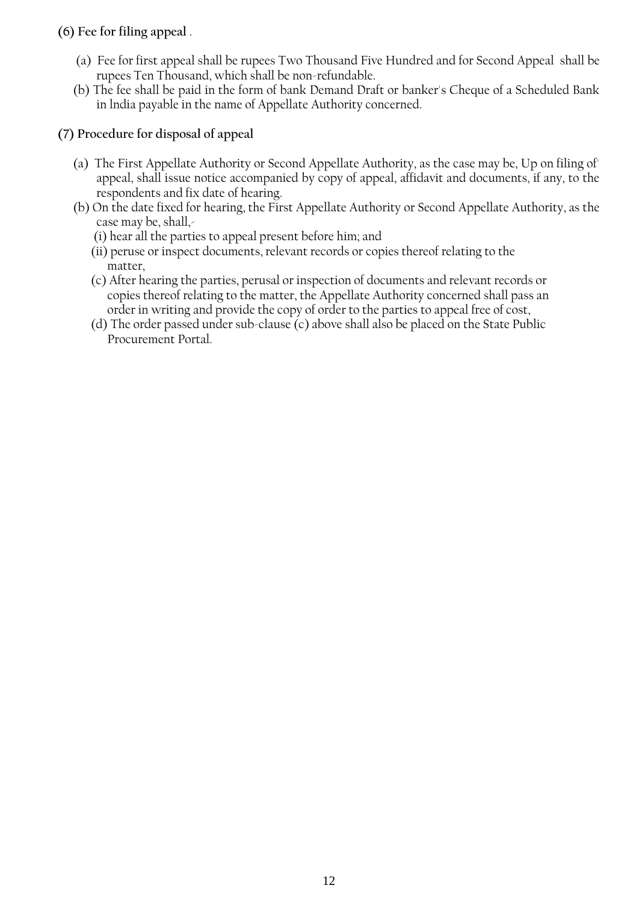**(6) Fee for filing appeal** .

(a) Fee for first appeal shall be rupees Two Thousand Five Hundred and for Second Appeal shall be rupees Ten Thousand, which shall be non-refundable.

(b) The fee shall be paid in the form of bank Demand Draft or banker's Cheque of a Scheduled Bank in India payable in the name of Appellate Authority concerned.

**(7) Procedure for disposal of appeal**

(a) The First Appellate Authority or Second Appellate Authority, as the case may be, Up on filing of appeal, shall issue notice accompanied by copy of appeal, affidavit and documents, if any, to the respondents and fix date of hearing.

(b) On the date fixed for hearing, the First Appellate Authority or Second Appellate Authority, as the case may be, shall,-

(i) hear all the parties to appeal present before him; and

(ii) peruse or inspect documents, relevant records or copies thereof relating to the matter,

(c) After hearing the parties, perusal or inspection of documents and relevant records or copies thereof relating to the matter, the Appellate Authority concerned shall pass an order in writing and provide the copy of order to the parties to appeal free of cost,

(d) The order passed under sub-clause (c) above shall also be placed on the State Public Procurement Portal.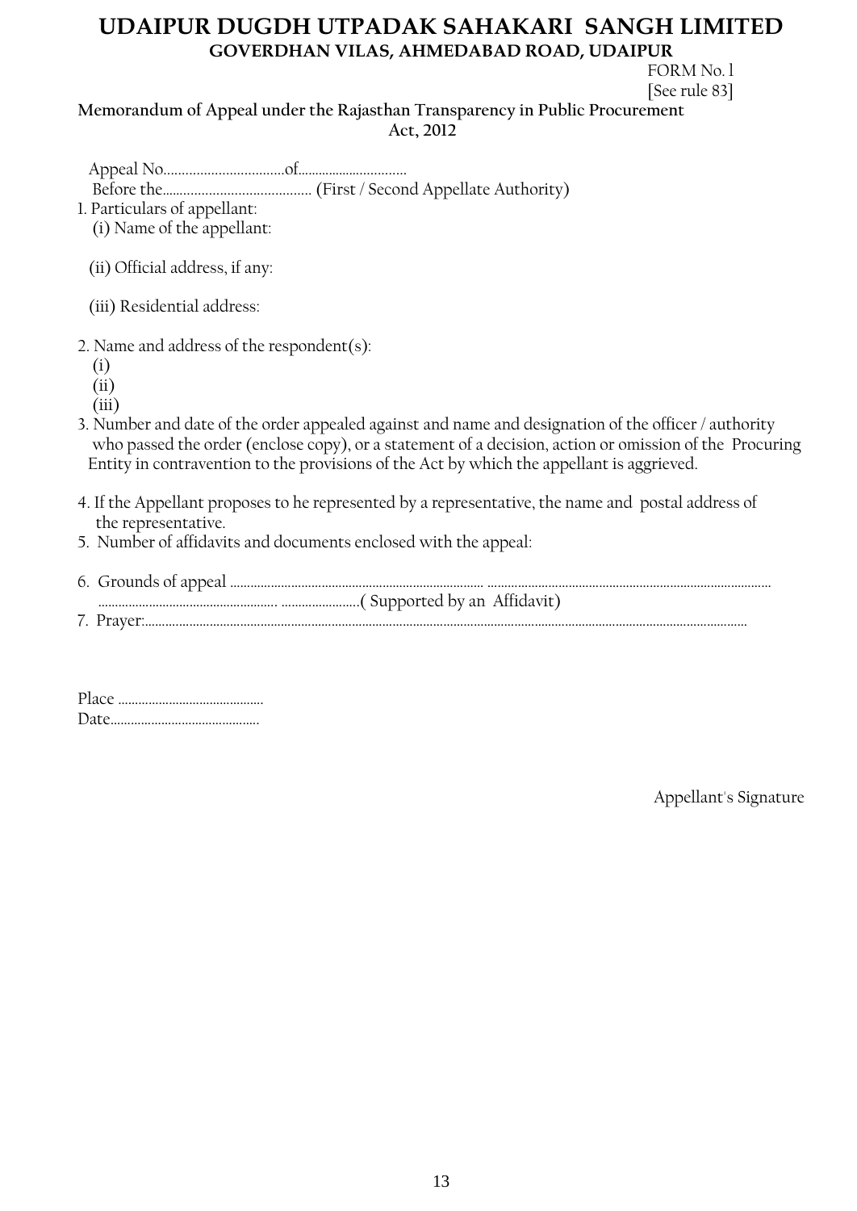# UDAIPUR DUGDH UTPADAK SAHAKARI SANGH LIMITED

**GOVERDHAN VILAS, AHMEDABAD ROAD, UDAIPUR**

FORM No. 1
[See rule 83]

**Memorandum of Appeal under the Rajasthan Transparency in Public Procurement Act, 2012**

Appeal No..................................of...............................

Before the......................................... (First / Second Appellate Authority)

1. Particulars of appellant:
   (i) Name of the appellant:

   (ii) Official address, if any:

   (iii) Residential address:

2. Name and address of the respondent(s):
   (i)
   (ii)
   (iii)
3. Number and date of the order appealed against and name and designation of the officer / authority who passed the order (enclose copy), or a statement of a decision, action or omission of the Procuring Entity in contravention to the provisions of the Act by which the appellant is aggrieved.

4. If the Appellant proposes to he represented by a representative, the name and postal address of the representative.
5. Number of affidavits and documents enclosed with the appeal:

6. Grounds of appeal ............................................................................... ....................................................................................
   ...................................................... .......................( Supported by an Affidavit)
7. Prayer:...................................................................................................................................................................

Place ...........................................
Date............................................

Appellant's Signature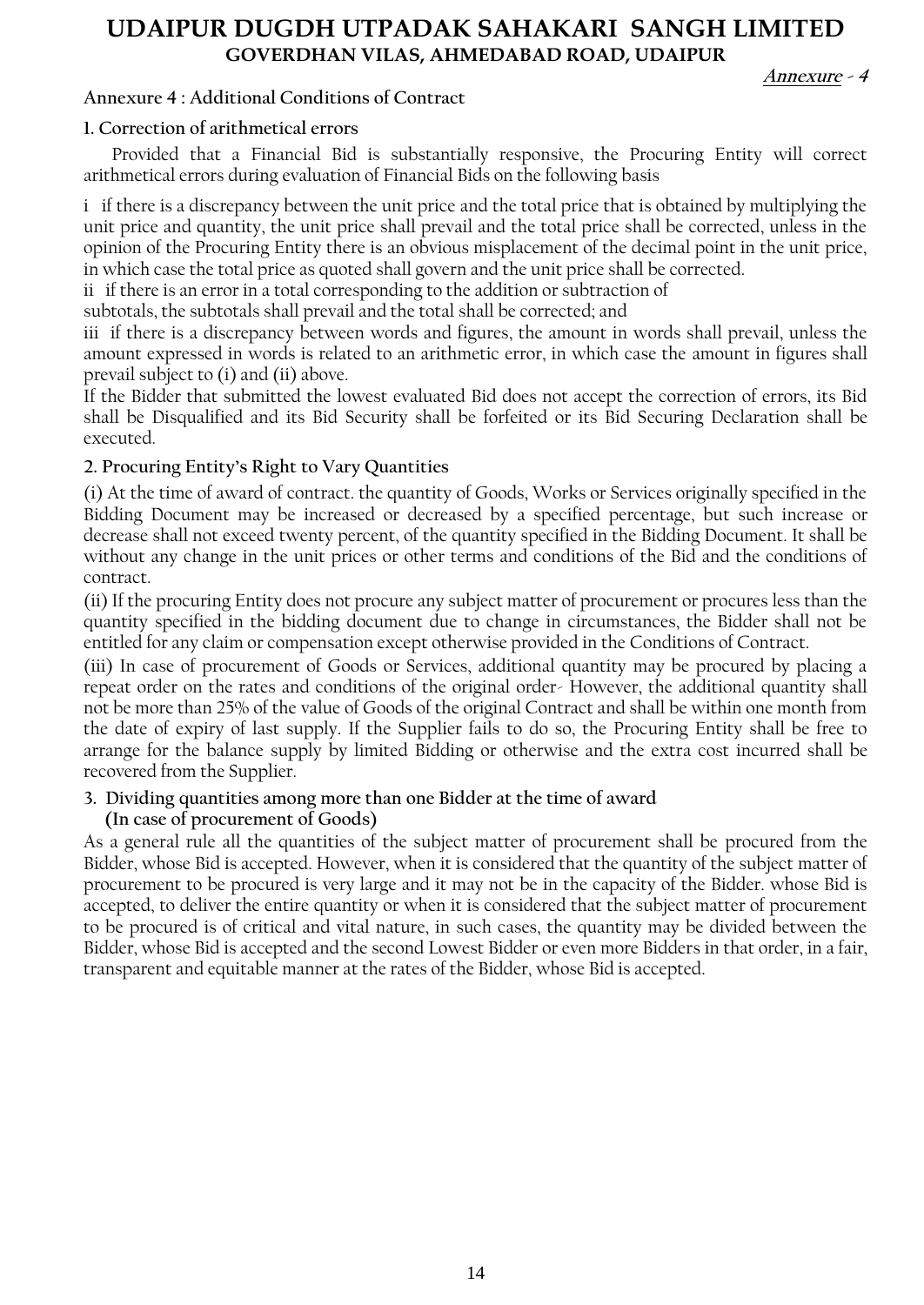# UDAIPUR DUGDH UTPADAK SAHAKARI SANGH LIMITED
**GOVERDHAN VILAS, AHMEDABAD ROAD, UDAIPUR**

***Annexure - 4***

**Annexure 4 : Additional Conditions of Contract**

**1. Correction of arithmetical errors**

Provided that a Financial Bid is substantially responsive, the Procuring Entity will correct arithmetical errors during evaluation of Financial Bids on the following basis

i if there is a discrepancy between the unit price and the total price that is obtained by multiplying the unit price and quantity, the unit price shall prevail and the total price shall be corrected, unless in the opinion of the Procuring Entity there is an obvious misplacement of the decimal point in the unit price, in which case the total price as quoted shall govern and the unit price shall be corrected.

ii if there is an error in a total corresponding to the addition or subtraction of subtotals, the subtotals shall prevail and the total shall be corrected; and

iii if there is a discrepancy between words and figures, the amount in words shall prevail, unless the amount expressed in words is related to an arithmetic error, in which case the amount in figures shall prevail subject to (i) and (ii) above.

If the Bidder that submitted the lowest evaluated Bid does not accept the correction of errors, its Bid shall be Disqualified and its Bid Security shall be forfeited or its Bid Securing Declaration shall be executed.

**2. Procuring Entity's Right to Vary Quantities**

(i) At the time of award of contract. the quantity of Goods, Works or Services originally specified in the Bidding Document may be increased or decreased by a specified percentage, but such increase or decrease shall not exceed twenty percent, of the quantity specified in the Bidding Document. It shall be without any change in the unit prices or other terms and conditions of the Bid and the conditions of contract.

(ii) If the procuring Entity does not procure any subject matter of procurement or procures less than the quantity specified in the bidding document due to change in circumstances, the Bidder shall not be entitled for any claim or compensation except otherwise provided in the Conditions of Contract.

(iii) In case of procurement of Goods or Services, additional quantity may be procured by placing a repeat order on the rates and conditions of the original order- However, the additional quantity shall not be more than 25% of the value of Goods of the original Contract and shall be within one month from the date of expiry of last supply. If the Supplier fails to do so, the Procuring Entity shall be free to arrange for the balance supply by limited Bidding or otherwise and the extra cost incurred shall be recovered from the Supplier.

**3. Dividing quantities among more than one Bidder at the time of award (In case of procurement of Goods)**

As a general rule all the quantities of the subject matter of procurement shall be procured from the Bidder, whose Bid is accepted. However, when it is considered that the quantity of the subject matter of procurement to be procured is very large and it may not be in the capacity of the Bidder. whose Bid is accepted, to deliver the entire quantity or when it is considered that the subject matter of procurement to be procured is of critical and vital nature, in such cases, the quantity may be divided between the Bidder, whose Bid is accepted and the second Lowest Bidder or even more Bidders in that order, in a fair, transparent and equitable manner at the rates of the Bidder, whose Bid is accepted.